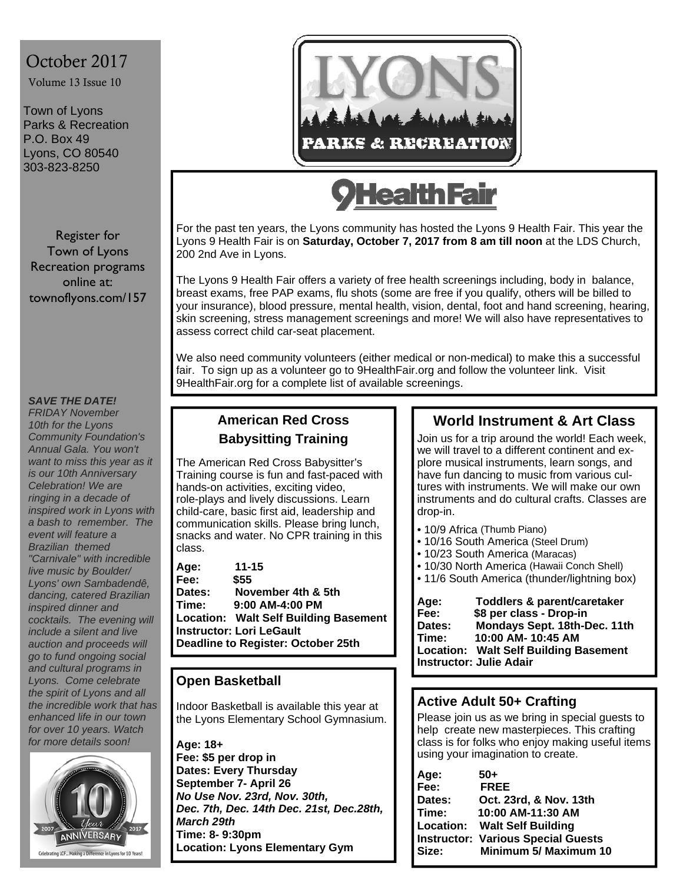October 2017

Volume 13 Issue 10

Town of Lyons
Parks & Recreation
P.O. Box 49
Lyons, CO 80540
303-823-8250

Register for Town of Lyons Recreation programs online at: townoflyons.com/157

***SAVE THE DATE!***

*FRIDAY November 10th for the Lyons Community Foundation's Annual Gala. You won't want to miss this year as it is our 10th Anniversary Celebration! We are ringing in a decade of inspired work in Lyons with a bash to remember. The event will feature a Brazilian themed "Carnivale" with incredible live music by Boulder/ Lyons' own Sambadendê, dancing, catered Brazilian inspired dinner and cocktails. The evening will include a silent and live auction and proceeds will go to fund ongoing social and cultural programs in Lyons. Come celebrate the spirit of Lyons and all the incredible work that has enhanced life in our town for over 10 years. Watch for more details soon!*

2007 10 Year ANNIVERSARY 2017

Celebrating LCF... Making a Difference in Lyons for 10 Years!

# LYONS PARKS & RECREATION

## 9HealthFair

For the past ten years, the Lyons community has hosted the Lyons 9 Health Fair. This year the Lyons 9 Health Fair is on **Saturday, October 7, 2017 from 8 am till noon** at the LDS Church, 200 2nd Ave in Lyons.

The Lyons 9 Health Fair offers a variety of free health screenings including, body in balance, breast exams, free PAP exams, flu shots (some are free if you qualify, others will be billed to your insurance), blood pressure, mental health, vision, dental, foot and hand screening, hearing, skin screening, stress management screenings and more! We will also have representatives to assess correct child car-seat placement.

We also need community volunteers (either medical or non-medical) to make this a successful fair. To sign up as a volunteer go to 9HealthFair.org and follow the volunteer link. Visit 9HealthFair.org for a complete list of available screenings.

## American Red Cross Babysitting Training

The American Red Cross Babysitter's Training course is fun and fast-paced with hands-on activities, exciting video, role-plays and lively discussions. Learn child-care, basic first aid, leadership and communication skills. Please bring lunch, snacks and water. No CPR training in this class.

**Age:** 11-15
**Fee:** $55
**Dates:** November 4th & 5th
**Time:** 9:00 AM-4:00 PM
**Location:** Walt Self Building Basement
**Instructor: Lori LeGault**
**Deadline to Register: October 25th**

## Open Basketball

Indoor Basketball is available this year at the Lyons Elementary School Gymnasium.

**Age: 18+**
**Fee: $5 per drop in**
**Dates: Every Thursday**
**September 7- April 26**
***No Use Nov. 23rd, Nov. 30th, Dec. 7th, Dec. 14th Dec. 21st, Dec.28th, March 29th***
**Time: 8- 9:30pm**
**Location: Lyons Elementary Gym**

## World Instrument & Art Class

Join us for a trip around the world! Each week, we will travel to a different continent and explore musical instruments, learn songs, and have fun dancing to music from various cultures with instruments. We will make our own instruments and do cultural crafts. Classes are drop-in.

- 10/9 Africa (Thumb Piano)
- 10/16 South America (Steel Drum)
- 10/23 South America (Maracas)
- 10/30 North America (Hawaii Conch Shell)
- 11/6 South America (thunder/lightning box)

**Age:** Toddlers & parent/caretaker
**Fee:** $8 per class - Drop-in
**Dates:** Mondays Sept. 18th-Dec. 11th
**Time:** 10:00 AM- 10:45 AM
**Location:** Walt Self Building Basement
**Instructor: Julie Adair**

## Active Adult 50+ Crafting

Please join us as we bring in special guests to help create new masterpieces. This crafting class is for folks who enjoy making useful items using your imagination to create.

**Age:** 50+
**Fee:** FREE
**Dates:** Oct. 23rd, & Nov. 13th
**Time:** 10:00 AM-11:30 AM
**Location:** Walt Self Building
**Instructor:** Various Special Guests
**Size:** Minimum 5/ Maximum 10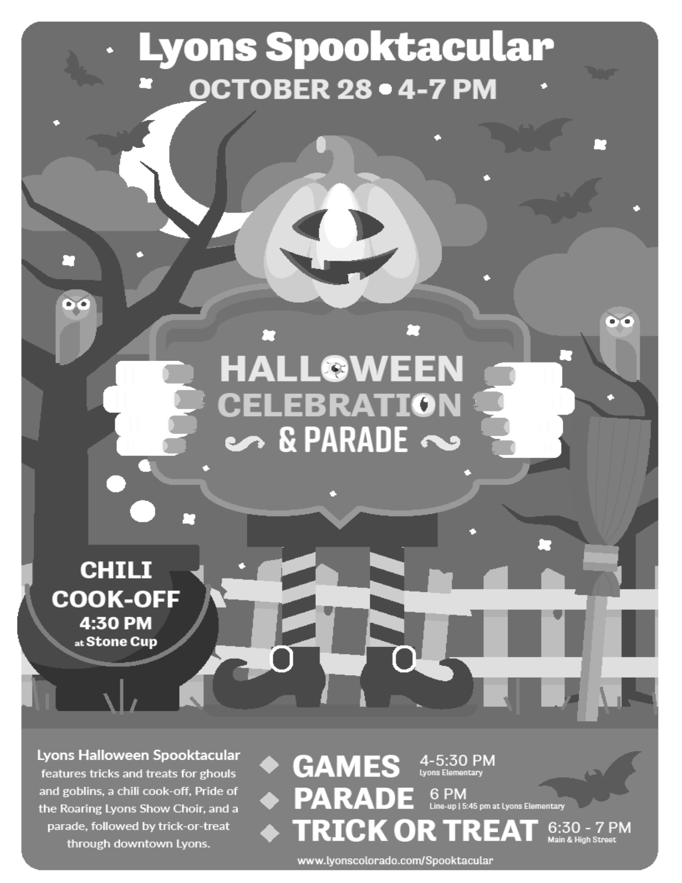# Lyons Spooktacular

## OCTOBER 28 • 4-7 PM

**HALLOWEEN CELEBRATION & PARADE**

**CHILI COOK-OFF**
**4:30 PM**
**at Stone Cup**

**Lyons Halloween Spooktacular** features tricks and treats for ghouls and goblins, a chili cook-off, Pride of the Roaring Lyons Show Choir, and a parade, followed by trick-or-treat through downtown Lyons.

- **GAMES** 4-5:30 PM
  Lyons Elementary
- **PARADE** 6 PM
  Line-up | 5:45 pm at Lyons Elementary
- **TRICK OR TREAT** 6:30 - 7 PM
  Main & High Street

www.lyonscolorado.com/Spooktacular